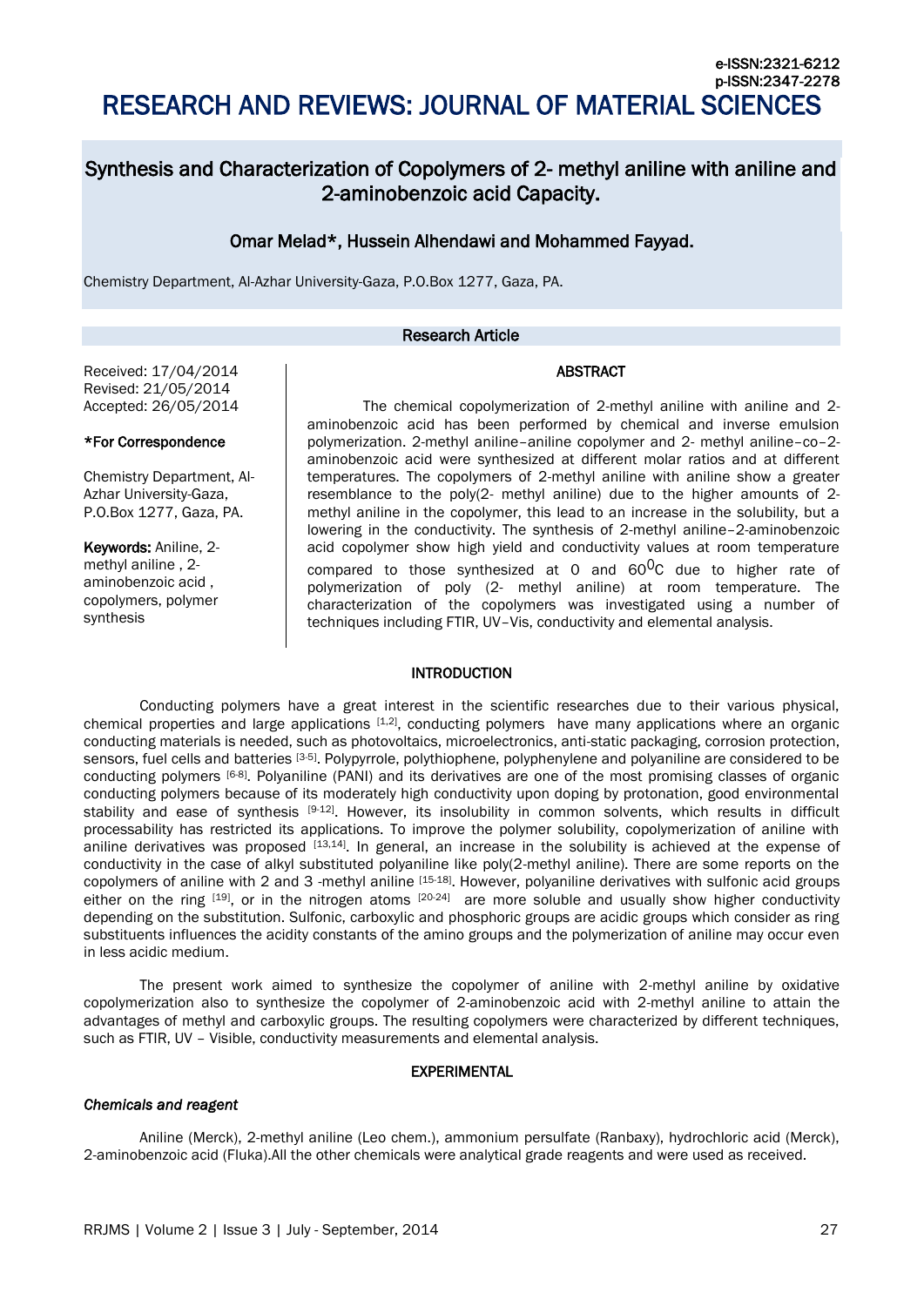# Synthesis and Characterization of Copolymers of 2- methyl aniline with aniline and 2-aminobenzoic acid Capacity.

**Omar Melad\*, Hussein Alhendawi and Mohammed Fayyad.**

Chemistry Department, Al-Azhar University-Gaza, P.O.Box 1277, Gaza, PA.

**Research Article**

Received: 17/04/2014
Revised: 21/05/2014
Accepted: 26/05/2014

**\*For Correspondence**

Chemistry Department, Al-Azhar University-Gaza, P.O.Box 1277, Gaza, PA.

**Keywords:** Aniline, 2-methyl aniline , 2-aminobenzoic acid , copolymers, polymer synthesis

## ABSTRACT

The chemical copolymerization of 2-methyl aniline with aniline and 2-aminobenzoic acid has been performed by chemical and inverse emulsion polymerization. 2-methyl aniline–aniline copolymer and 2- methyl aniline–co–2-aminobenzoic acid were synthesized at different molar ratios and at different temperatures. The copolymers of 2-methyl aniline with aniline show a greater resemblance to the poly(2- methyl aniline) due to the higher amounts of 2-methyl aniline in the copolymer, this lead to an increase in the solubility, but a lowering in the conductivity. The synthesis of 2-methyl aniline–2-aminobenzoic acid copolymer show high yield and conductivity values at room temperature compared to those synthesized at 0 and 60$^0$C due to higher rate of polymerization of poly (2- methyl aniline) at room temperature. The characterization of the copolymers was investigated using a number of techniques including FTIR, UV–Vis, conductivity and elemental analysis.

## INTRODUCTION

Conducting polymers have a great interest in the scientific researches due to their various physical, chemical properties and large applications [1,2], conducting polymers have many applications where an organic conducting materials is needed, such as photovoltaics, microelectronics, anti-static packaging, corrosion protection, sensors, fuel cells and batteries [3-5]. Polypyrrole, polythiophene, polyphenylene and polyaniline are considered to be conducting polymers [6-8]. Polyaniline (PANI) and its derivatives are one of the most promising classes of organic conducting polymers because of its moderately high conductivity upon doping by protonation, good environmental stability and ease of synthesis [9-12]. However, its insolubility in common solvents, which results in difficult processability has restricted its applications. To improve the polymer solubility, copolymerization of aniline with aniline derivatives was proposed [13,14]. In general, an increase in the solubility is achieved at the expense of conductivity in the case of alkyl substituted polyaniline like poly(2-methyl aniline). There are some reports on the copolymers of aniline with 2 and 3 -methyl aniline [15-18]. However, polyaniline derivatives with sulfonic acid groups either on the ring [19], or in the nitrogen atoms [20-24] are more soluble and usually show higher conductivity depending on the substitution. Sulfonic, carboxylic and phosphoric groups are acidic groups which consider as ring substituents influences the acidity constants of the amino groups and the polymerization of aniline may occur even in less acidic medium.

The present work aimed to synthesize the copolymer of aniline with 2-methyl aniline by oxidative copolymerization also to synthesize the copolymer of 2-aminobenzoic acid with 2-methyl aniline to attain the advantages of methyl and carboxylic groups. The resulting copolymers were characterized by different techniques, such as FTIR, UV – Visible, conductivity measurements and elemental analysis.

## EXPERIMENTAL

### *Chemicals and reagent*

Aniline (Merck), 2-methyl aniline (Leo chem.), ammonium persulfate (Ranbaxy), hydrochloric acid (Merck), 2-aminobenzoic acid (Fluka).All the other chemicals were analytical grade reagents and were used as received.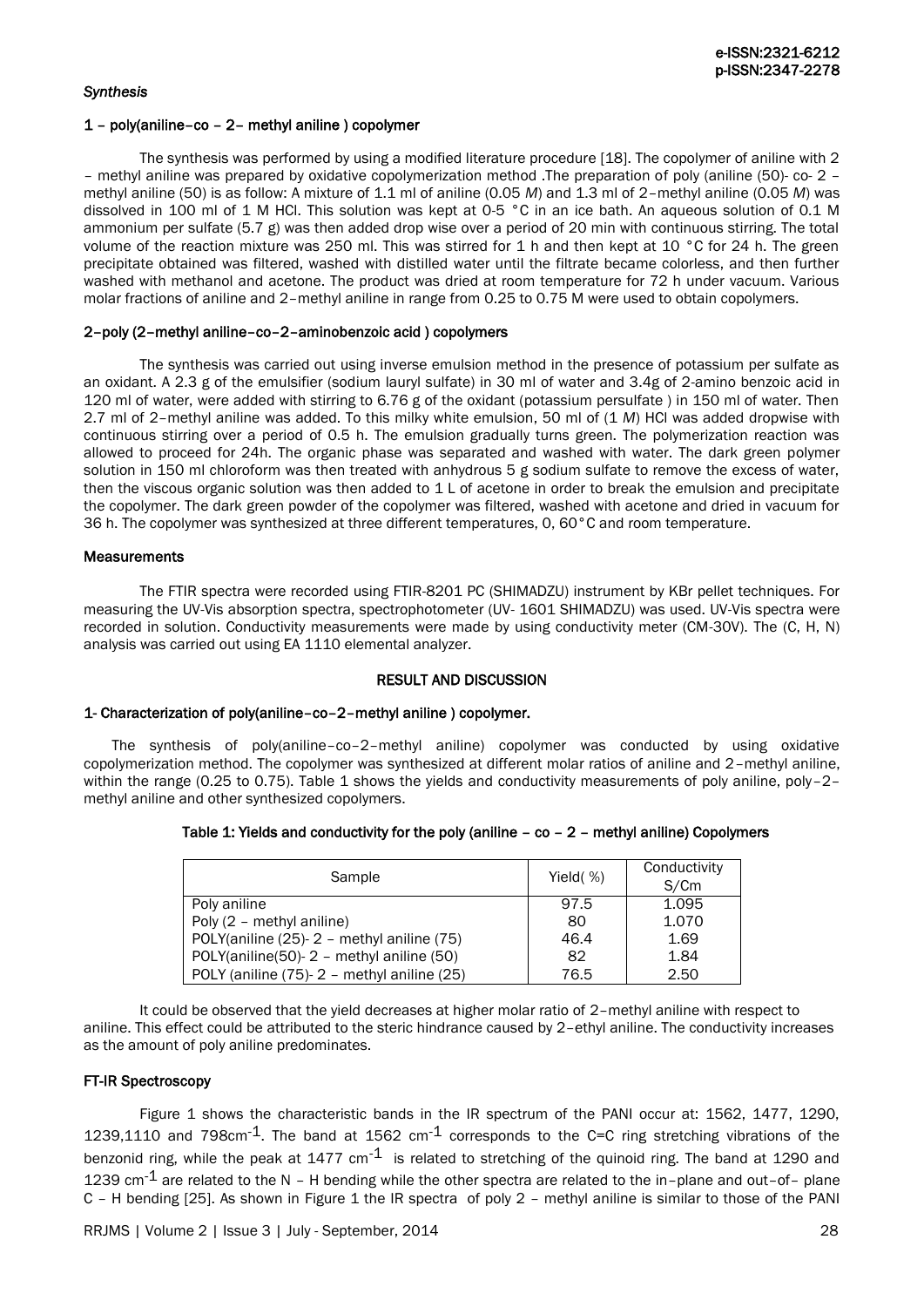### *Synthesis*

#### 1 – poly(aniline–co – 2– methyl aniline ) copolymer

The synthesis was performed by using a modified literature procedure [18]. The copolymer of aniline with 2 – methyl aniline was prepared by oxidative copolymerization method .The preparation of poly (aniline (50)- co- 2 – methyl aniline (50) is as follow: A mixture of 1.1 ml of aniline (0.05 *M*) and 1.3 ml of 2–methyl aniline (0.05 *M*) was dissolved in 100 ml of 1 M HCl. This solution was kept at 0-5 °C in an ice bath. An aqueous solution of 0.1 M ammonium per sulfate (5.7 g) was then added drop wise over a period of 20 min with continuous stirring. The total volume of the reaction mixture was 250 ml. This was stirred for 1 h and then kept at 10 °C for 24 h. The green precipitate obtained was filtered, washed with distilled water until the filtrate became colorless, and then further washed with methanol and acetone. The product was dried at room temperature for 72 h under vacuum. Various molar fractions of aniline and 2–methyl aniline in range from 0.25 to 0.75 M were used to obtain copolymers.

#### 2–poly (2–methyl aniline–co–2–aminobenzoic acid ) copolymers

The synthesis was carried out using inverse emulsion method in the presence of potassium per sulfate as an oxidant. A 2.3 g of the emulsifier (sodium lauryl sulfate) in 30 ml of water and 3.4g of 2-amino benzoic acid in 120 ml of water, were added with stirring to 6.76 g of the oxidant (potassium persulfate ) in 150 ml of water. Then 2.7 ml of 2–methyl aniline was added. To this milky white emulsion, 50 ml of (1 *M*) HCl was added dropwise with continuous stirring over a period of 0.5 h. The emulsion gradually turns green. The polymerization reaction was allowed to proceed for 24h. The organic phase was separated and washed with water. The dark green polymer solution in 150 ml chloroform was then treated with anhydrous 5 g sodium sulfate to remove the excess of water, then the viscous organic solution was then added to 1 L of acetone in order to break the emulsion and precipitate the copolymer. The dark green powder of the copolymer was filtered, washed with acetone and dried in vacuum for 36 h. The copolymer was synthesized at three different temperatures, 0, 60°C and room temperature.

### Measurements

The FTIR spectra were recorded using FTIR-8201 PC (SHIMADZU) instrument by KBr pellet techniques. For measuring the UV-Vis absorption spectra, spectrophotometer (UV- 1601 SHIMADZU) was used. UV-Vis spectra were recorded in solution. Conductivity measurements were made by using conductivity meter (CM-30V). The (C, H, N) analysis was carried out using EA 1110 elemental analyzer.

## RESULT AND DISCUSSION

### 1- Characterization of poly(aniline–co–2–methyl aniline ) copolymer.

The synthesis of poly(aniline–co–2–methyl aniline) copolymer was conducted by using oxidative copolymerization method. The copolymer was synthesized at different molar ratios of aniline and 2–methyl aniline, within the range (0.25 to 0.75). Table 1 shows the yields and conductivity measurements of poly aniline, poly–2–methyl aniline and other synthesized copolymers.

**Table 1: Yields and conductivity for the poly (aniline – co – 2 – methyl aniline) Copolymers**

| Sample | Yield( %) | Conductivity S/Cm |
|---|---|---|
| Poly aniline | 97.5 | 1.095 |
| Poly (2 – methyl aniline) | 80 | 1.070 |
| POLY(aniline (25)- 2 – methyl aniline (75) | 46.4 | 1.69 |
| POLY(aniline(50)- 2 – methyl aniline (50) | 82 | 1.84 |
| POLY (aniline (75)- 2 – methyl aniline (25) | 76.5 | 2.50 |

It could be observed that the yield decreases at higher molar ratio of 2–methyl aniline with respect to aniline. This effect could be attributed to the steric hindrance caused by 2–ethyl aniline. The conductivity increases as the amount of poly aniline predominates.

### FT-IR Spectroscopy

Figure 1 shows the characteristic bands in the IR spectrum of the PANI occur at: 1562, 1477, 1290, 1239,1110 and 798cm$^{-1}$. The band at 1562 cm$^{-1}$ corresponds to the C=C ring stretching vibrations of the benzonid ring, while the peak at 1477 cm$^{-1}$ is related to stretching of the quinoid ring. The band at 1290 and 1239 cm$^{-1}$ are related to the N – H bending while the other spectra are related to the in–plane and out–of– plane C – H bending [25]. As shown in Figure 1 the IR spectra of poly 2 – methyl aniline is similar to those of the PANI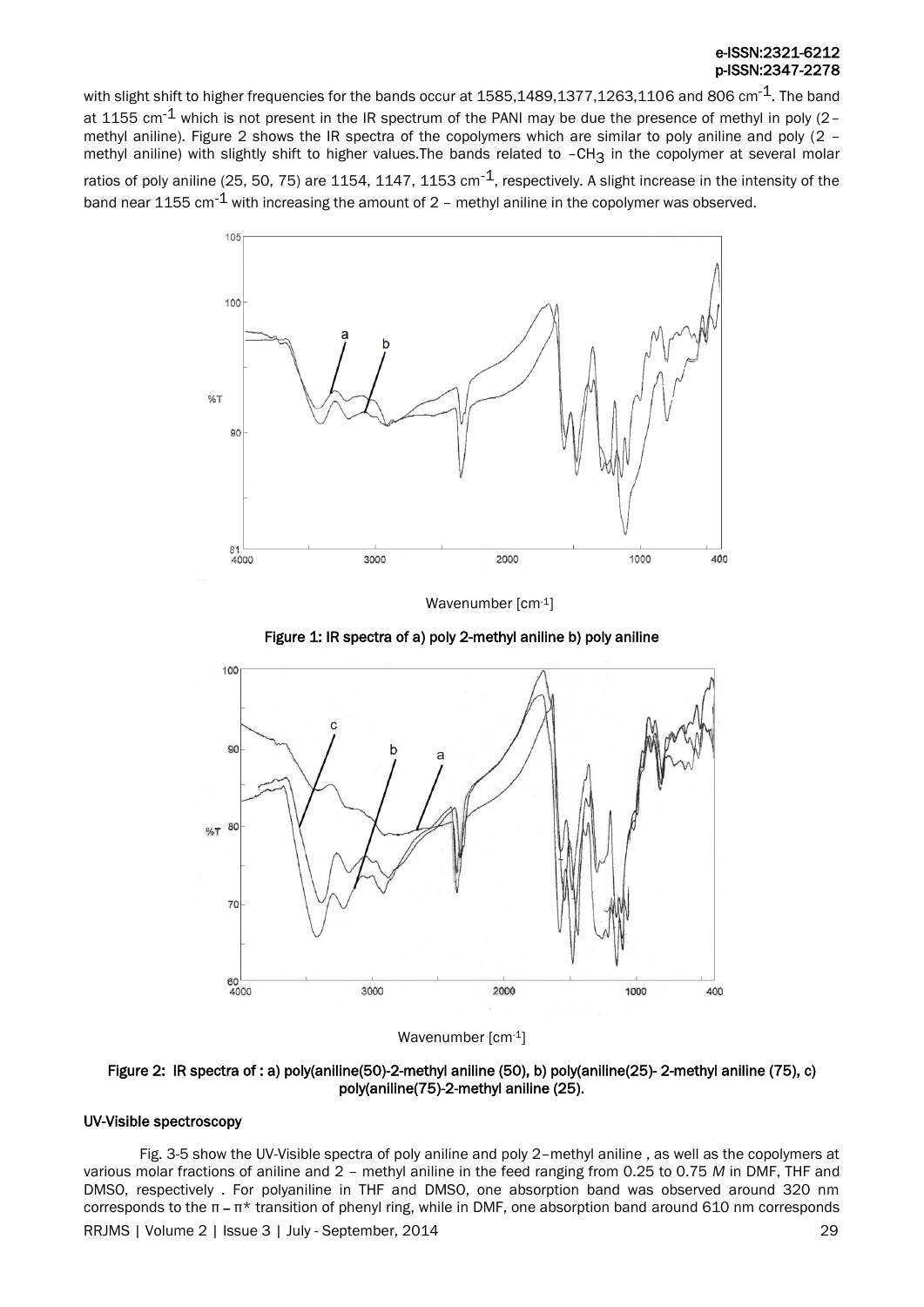with slight shift to higher frequencies for the bands occur at 1585,1489,1377,1263,1106 and 806 $cm^{-1}$. The band at 1155 $cm^{-1}$ which is not present in the IR spectrum of the PANI may be due the presence of methyl in poly (2–methyl aniline). Figure 2 shows the IR spectra of the copolymers which are similar to poly aniline and poly (2 – methyl aniline) with slightly shift to higher values.The bands related to $-CH_3$ in the copolymer at several molar ratios of poly aniline (25, 50, 75) are 1154, 1147, 1153 $cm^{-1}$, respectively. A slight increase in the intensity of the band near 1155 $cm^{-1}$ with increasing the amount of 2 – methyl aniline in the copolymer was observed.

**Figure 1: IR spectra of a) poly 2-methyl aniline b) poly aniline**

**Figure 2: IR spectra of : a) poly(aniline(50)-2-methyl aniline (50), b) poly(aniline(25)- 2-methyl aniline (75), c) poly(aniline(75)-2-methyl aniline (25).**

### UV-Visible spectroscopy

Fig. 3-5 show the UV-Visible spectra of poly aniline and poly 2–methyl aniline , as well as the copolymers at various molar fractions of aniline and 2 – methyl aniline in the feed ranging from 0.25 to 0.75 *M* in DMF, THF and DMSO, respectively . For polyaniline in THF and DMSO, one absorption band was observed around 320 nm corresponds to the $\pi - \pi^*$ transition of phenyl ring, while in DMF, one absorption band around 610 nm corresponds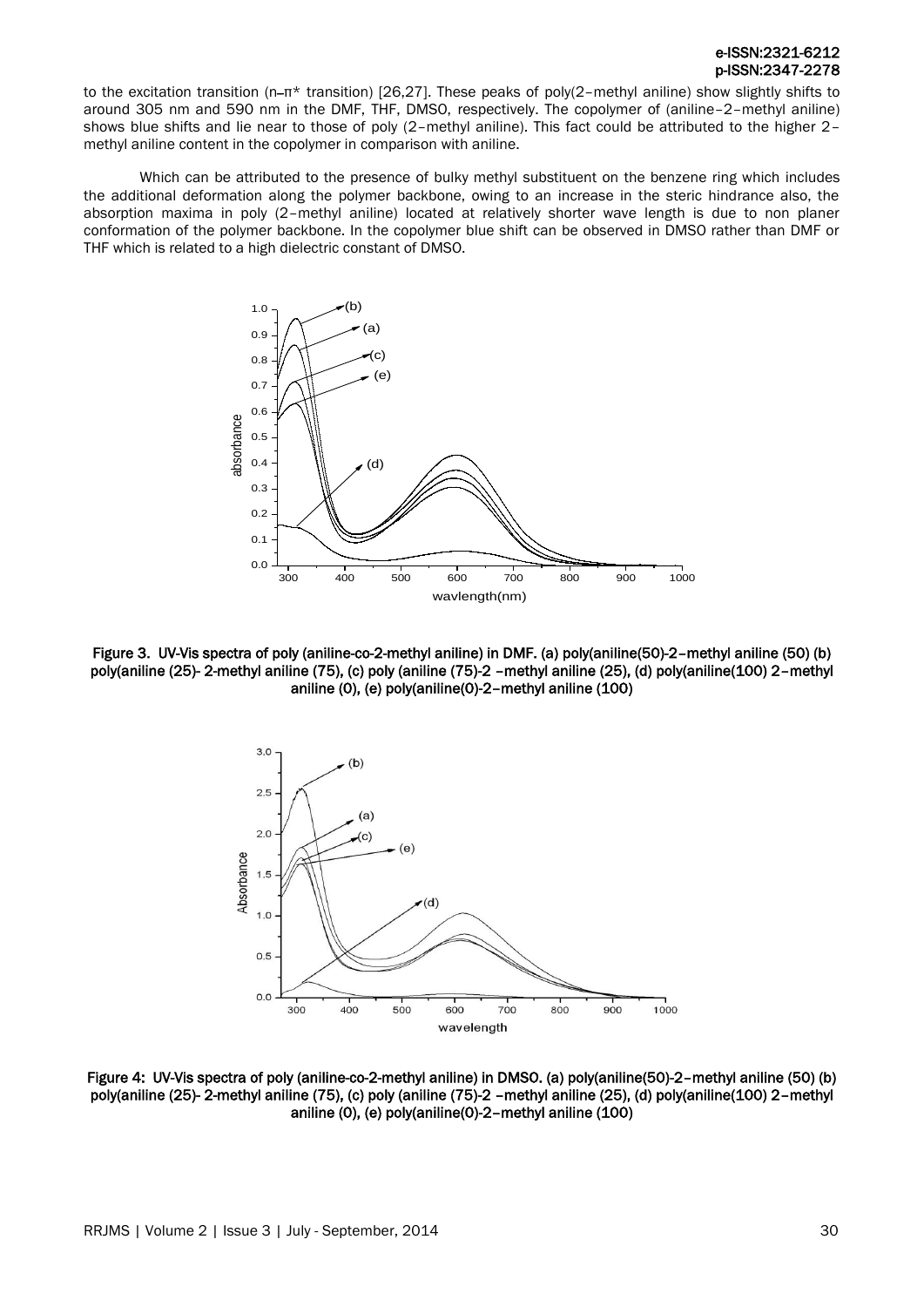to the excitation transition (n–π* transition) [26,27]. These peaks of poly(2–methyl aniline) show slightly shifts to around 305 nm and 590 nm in the DMF, THF, DMSO, respectively. The copolymer of (aniline–2–methyl aniline) shows blue shifts and lie near to those of poly (2–methyl aniline). This fact could be attributed to the higher 2–methyl aniline content in the copolymer in comparison with aniline.

Which can be attributed to the presence of bulky methyl substituent on the benzene ring which includes the additional deformation along the polymer backbone, owing to an increase in the steric hindrance also, the absorption maxima in poly (2–methyl aniline) located at relatively shorter wave length is due to non planer conformation of the polymer backbone. In the copolymer blue shift can be observed in DMSO rather than DMF or THF which is related to a high dielectric constant of DMSO.

**Figure 3. UV-Vis spectra of poly (aniline-co-2-methyl aniline) in DMF. (a) poly(aniline(50)-2–methyl aniline (50) (b) poly(aniline (25)- 2-methyl aniline (75), (c) poly (aniline (75)-2 –methyl aniline (25), (d) poly(aniline(100) 2–methyl aniline (0), (e) poly(aniline(0)-2–methyl aniline (100)**

**Figure 4: UV-Vis spectra of poly (aniline-co-2-methyl aniline) in DMSO. (a) poly(aniline(50)-2–methyl aniline (50) (b) poly(aniline (25)- 2-methyl aniline (75), (c) poly (aniline (75)-2 –methyl aniline (25), (d) poly(aniline(100) 2–methyl aniline (0), (e) poly(aniline(0)-2–methyl aniline (100)**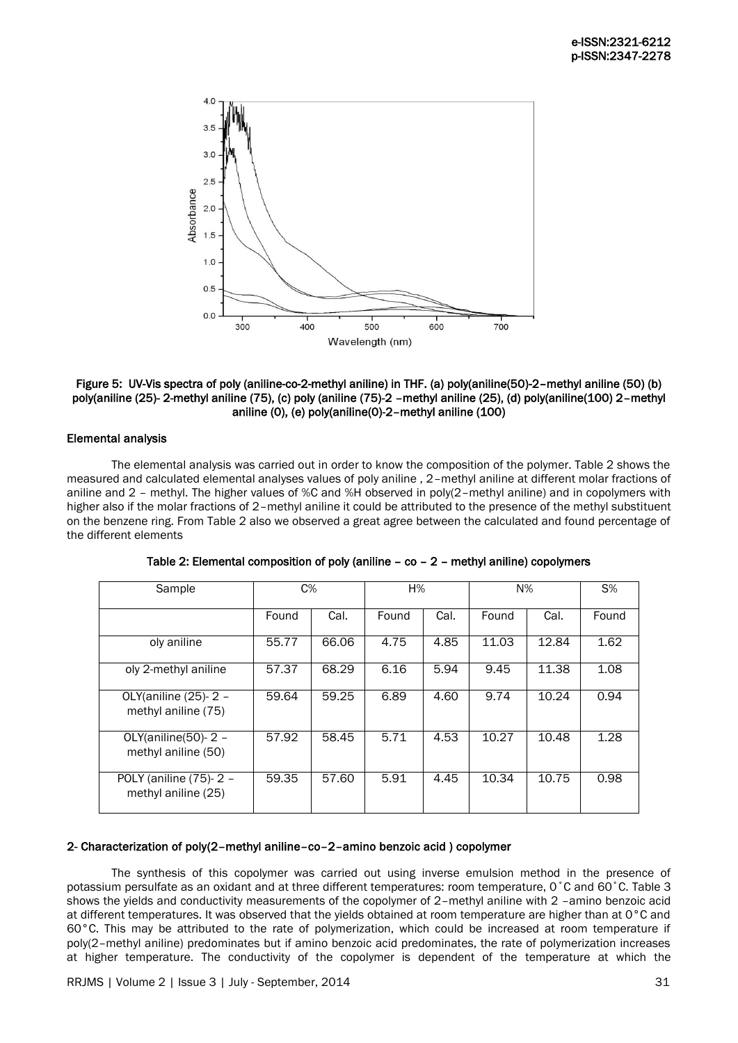Figure 5: UV-Vis spectra of poly (aniline-co-2-methyl aniline) in THF. (a) poly(aniline(50)-2–methyl aniline (50) (b) poly(aniline (25)- 2-methyl aniline (75), (c) poly (aniline (75)-2 –methyl aniline (25), (d) poly(aniline(100) 2–methyl aniline (0), (e) poly(aniline(0)-2–methyl aniline (100)

### Elemental analysis

The elemental analysis was carried out in order to know the composition of the polymer. Table 2 shows the measured and calculated elemental analyses values of poly aniline , 2–methyl aniline at different molar fractions of aniline and 2 – methyl. The higher values of %C and %H observed in poly(2–methyl aniline) and in copolymers with higher also if the molar fractions of 2–methyl aniline it could be attributed to the presence of the methyl substituent on the benzene ring. From Table 2 also we observed a great agree between the calculated and found percentage of the different elements

Table 2: Elemental composition of poly (aniline – co – 2 – methyl aniline) copolymers

| Sample | C% | | H% | | N% | | S% |
|---|---|---|---|---|---|---|---|
| | Found | Cal. | Found | Cal. | Found | Cal. | Found |
| oly aniline | 55.77 | 66.06 | 4.75 | 4.85 | 11.03 | 12.84 | 1.62 |
| oly 2-methyl aniline | 57.37 | 68.29 | 6.16 | 5.94 | 9.45 | 11.38 | 1.08 |
| OLY(aniline (25)- 2 – methyl aniline (75) | 59.64 | 59.25 | 6.89 | 4.60 | 9.74 | 10.24 | 0.94 |
| OLY(aniline(50)- 2 – methyl aniline (50) | 57.92 | 58.45 | 5.71 | 4.53 | 10.27 | 10.48 | 1.28 |
| POLY (aniline (75)- 2 – methyl aniline (25) | 59.35 | 57.60 | 5.91 | 4.45 | 10.34 | 10.75 | 0.98 |

### 2- Characterization of poly(2–methyl aniline–co–2–amino benzoic acid ) copolymer

The synthesis of this copolymer was carried out using inverse emulsion method in the presence of potassium persulfate as an oxidant and at three different temperatures: room temperature, 0˚C and 60˚C. Table 3 shows the yields and conductivity measurements of the copolymer of 2–methyl aniline with 2 –amino benzoic acid at different temperatures. It was observed that the yields obtained at room temperature are higher than at 0°C and 60°C. This may be attributed to the rate of polymerization, which could be increased at room temperature if poly(2–methyl aniline) predominates but if amino benzoic acid predominates, the rate of polymerization increases at higher temperature. The conductivity of the copolymer is dependent of the temperature at which the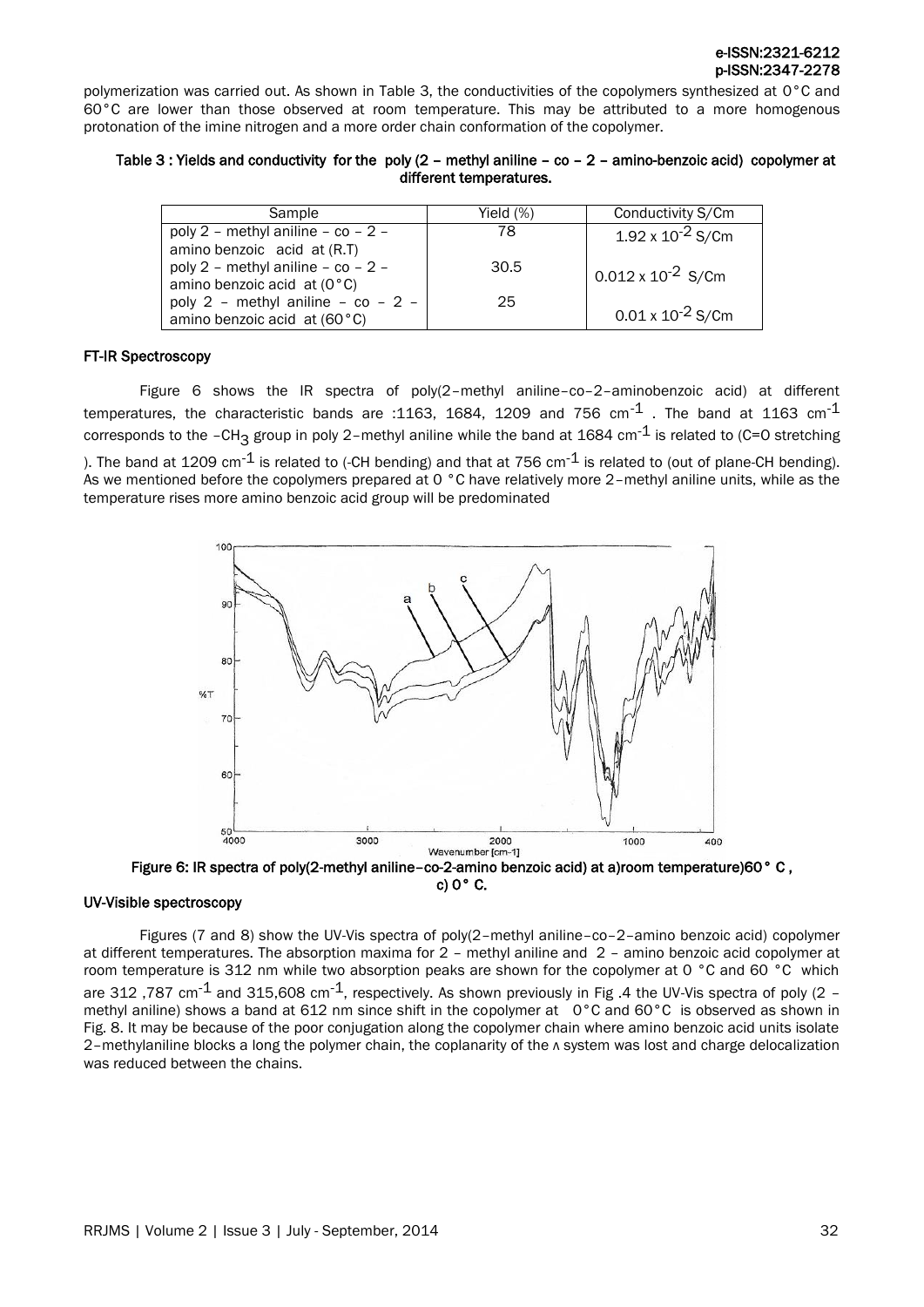polymerization was carried out. As shown in Table 3, the conductivities of the copolymers synthesized at 0°C and 60°C are lower than those observed at room temperature. This may be attributed to a more homogenous protonation of the imine nitrogen and a more order chain conformation of the copolymer.

**Table 3 : Yields and conductivity for the poly (2 – methyl aniline – co – 2 – amino-benzoic acid) copolymer at different temperatures.**

| Sample | Yield (%) | Conductivity S/Cm |
|---|---|---|
| poly 2 – methyl aniline – co – 2 – amino benzoic acid at (R.T) | 78 | $1.92 \times 10^{-2}$ S/Cm |
| poly 2 – methyl aniline – co – 2 – amino benzoic acid at (0°C) | 30.5 | $0.012 \times 10^{-2}$ S/Cm |
| poly 2 – methyl aniline – co – 2 – amino benzoic acid at (60°C) | 25 | $0.01 \times 10^{-2}$ S/Cm |

### FT-IR Spectroscopy

Figure 6 shows the IR spectra of poly(2–methyl aniline–co–2–aminobenzoic acid) at different temperatures, the characteristic bands are :1163, 1684, 1209 and 756 $cm^{-1}$ . The band at 1163 $cm^{-1}$ corresponds to the $-CH_3$ group in poly 2–methyl aniline while the band at 1684 $cm^{-1}$ is related to (C=O stretching ). The band at 1209 $cm^{-1}$ is related to (-CH bending) and that at 756 $cm^{-1}$ is related to (out of plane-CH bending). As we mentioned before the copolymers prepared at 0 °C have relatively more 2–methyl aniline units, while as the temperature rises more amino benzoic acid group will be predominated

**Figure 6: IR spectra of poly(2-methyl aniline–co-2-amino benzoic acid) at a)room temperature)60° C , c) 0° C.**

### UV-Visible spectroscopy

Figures (7 and 8) show the UV-Vis spectra of poly(2–methyl aniline–co–2–amino benzoic acid) copolymer at different temperatures. The absorption maxima for 2 – methyl aniline and 2 – amino benzoic acid copolymer at room temperature is 312 nm while two absorption peaks are shown for the copolymer at 0 °C and 60 °C which are 312 ,787 $cm^{-1}$ and 315,608 $cm^{-1}$, respectively. As shown previously in Fig .4 the UV-Vis spectra of poly (2 – methyl aniline) shows a band at 612 nm since shift in the copolymer at 0°C and 60°C is observed as shown in Fig. 8. It may be because of the poor conjugation along the copolymer chain where amino benzoic acid units isolate 2–methylaniline blocks a long the polymer chain, the coplanarity of the ∧ system was lost and charge delocalization was reduced between the chains.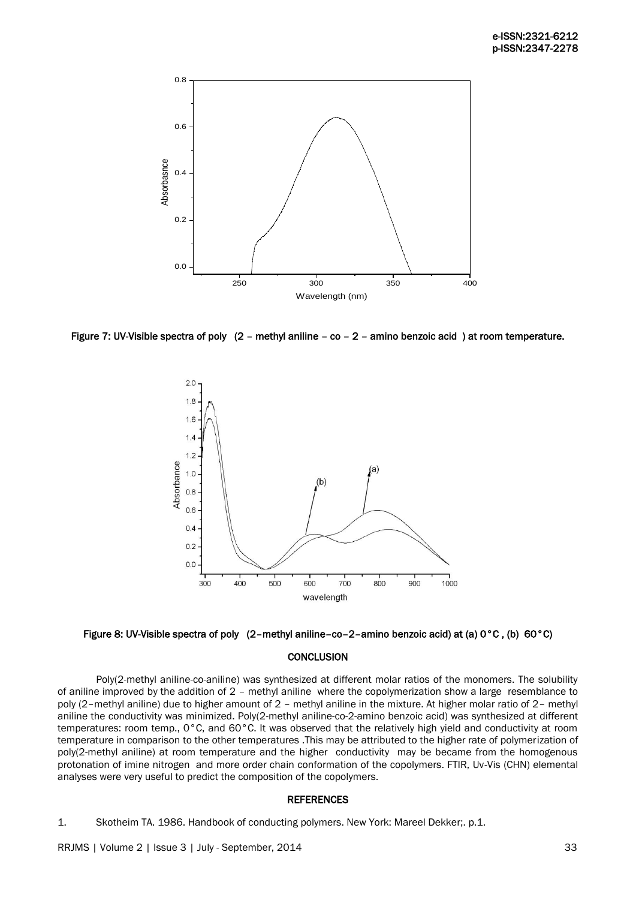Figure 7: UV-Visible spectra of poly (2 – methyl aniline – co – 2 – amino benzoic acid ) at room temperature.

Figure 8: UV-Visible spectra of poly (2–methyl aniline–co–2–amino benzoic acid) at (a) 0°C , (b) 60°C)

## CONCLUSION

Poly(2-methyl aniline-co-aniline) was synthesized at different molar ratios of the monomers. The solubility of aniline improved by the addition of 2 – methyl aniline where the copolymerization show a large resemblance to poly (2–methyl aniline) due to higher amount of 2 – methyl aniline in the mixture. At higher molar ratio of 2– methyl aniline the conductivity was minimized. Poly(2-methyl aniline-co-2-amino benzoic acid) was synthesized at different temperatures: room temp., 0°C, and 60°C. It was observed that the relatively high yield and conductivity at room temperature in comparison to the other temperatures .This may be attributed to the higher rate of polymerization of poly(2-methyl aniline) at room temperature and the higher conductivity may be became from the homogenous protonation of imine nitrogen and more order chain conformation of the copolymers. FTIR, Uv-Vis (CHN) elemental analyses were very useful to predict the composition of the copolymers.

## REFERENCES

1. Skotheim TA. 1986. Handbook of conducting polymers. New York: Mareel Dekker;. p.1.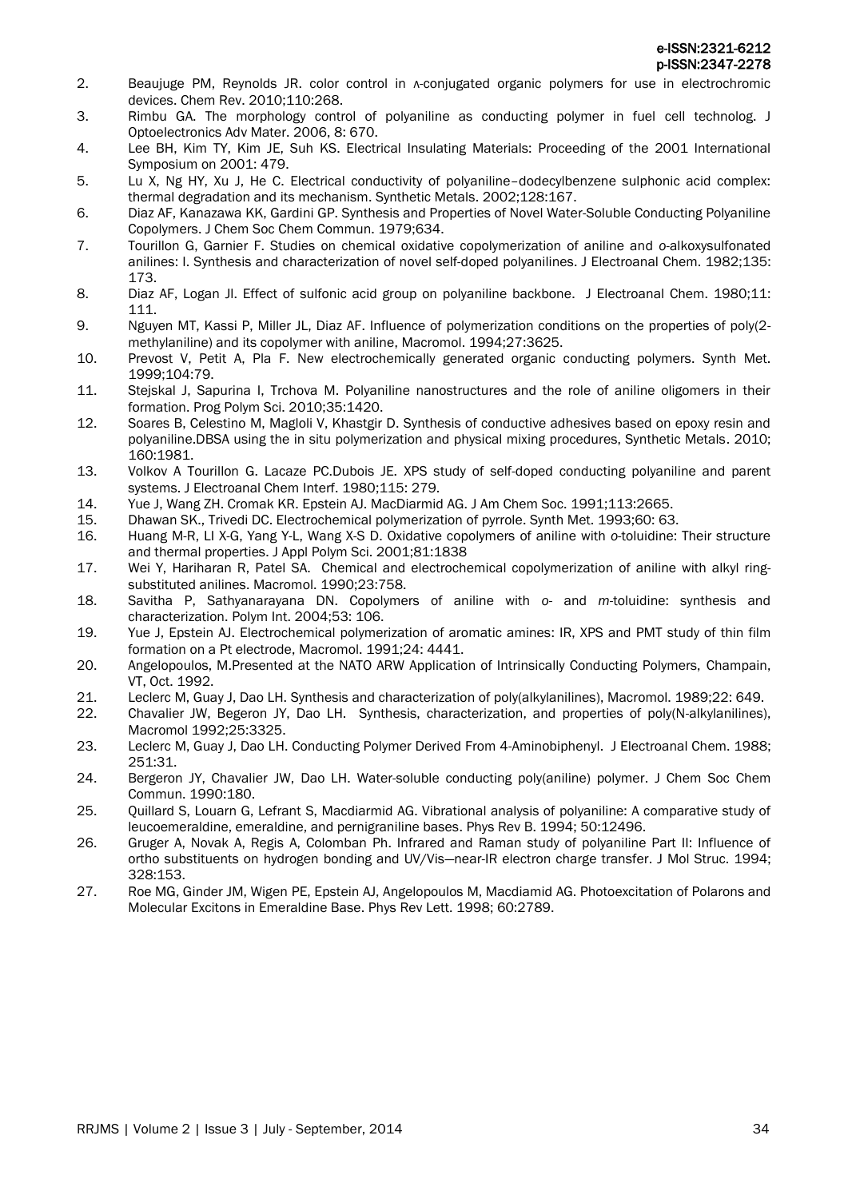2. Beaujuge PM, Reynolds JR. color control in ʌ-conjugated organic polymers for use in electrochromic devices. Chem Rev. 2010;110:268.
3. Rimbu GA. The morphology control of polyaniline as conducting polymer in fuel cell technolog. J Optoelectronics Adv Mater. 2006, 8: 670.
4. Lee BH, Kim TY, Kim JE, Suh KS. Electrical Insulating Materials: Proceeding of the 2001 International Symposium on 2001: 479.
5. Lu X, Ng HY, Xu J, He C. Electrical conductivity of polyaniline–dodecylbenzene sulphonic acid complex: thermal degradation and its mechanism. Synthetic Metals. 2002;128:167.
6. Diaz AF, Kanazawa KK, Gardini GP. Synthesis and Properties of Novel Water-Soluble Conducting Polyaniline Copolymers. J Chem Soc Chem Commun. 1979;634.
7. Tourillon G, Garnier F. Studies on chemical oxidative copolymerization of aniline and *o*-alkoxysulfonated anilines: I. Synthesis and characterization of novel self-doped polyanilines. J Electroanal Chem. 1982;135: 173.
8. Diaz AF, Logan JI. Effect of sulfonic acid group on polyaniline backbone. J Electroanal Chem. 1980;11: 111.
9. Nguyen MT, Kassi P, Miller JL, Diaz AF. Influence of polymerization conditions on the properties of poly(2-methylaniline) and its copolymer with aniline, Macromol. 1994;27:3625.
10. Prevost V, Petit A, Pla F. New electrochemically generated organic conducting polymers. Synth Met. 1999;104:79.
11. Stejskal J, Sapurina I, Trchova M. Polyaniline nanostructures and the role of aniline oligomers in their formation. Prog Polym Sci. 2010;35:1420.
12. Soares B, Celestino M, Magloli V, Khastgir D. Synthesis of conductive adhesives based on epoxy resin and polyaniline.DBSA using the in situ polymerization and physical mixing procedures, Synthetic Metals. 2010; 160:1981.
13. Volkov A Tourillon G. Lacaze PC.Dubois JE. XPS study of self-doped conducting polyaniline and parent systems. J Electroanal Chem Interf. 1980;115: 279.
14. Yue J, Wang ZH. Cromak KR. Epstein AJ. MacDiarmid AG. J Am Chem Soc. 1991;113:2665.
15. Dhawan SK., Trivedi DC. Electrochemical polymerization of pyrrole. Synth Met. 1993;60: 63.
16. Huang M-R, LI X-G, Yang Y-L, Wang X-S D. Oxidative copolymers of aniline with *o*-toluidine: Their structure and thermal properties. J Appl Polym Sci. 2001;81:1838
17. Wei Y, Hariharan R, Patel SA. Chemical and electrochemical copolymerization of aniline with alkyl ring-substituted anilines. Macromol. 1990;23:758.
18. Savitha P, Sathyanarayana DN. Copolymers of aniline with *o*- and *m*-toluidine: synthesis and characterization. Polym Int. 2004;53: 106.
19. Yue J, Epstein AJ. Electrochemical polymerization of aromatic amines: IR, XPS and PMT study of thin film formation on a Pt electrode, Macromol. 1991;24: 4441.
20. Angelopoulos, M.Presented at the NATO ARW Application of Intrinsically Conducting Polymers, Champain, VT, Oct. 1992.
21. Leclerc M, Guay J, Dao LH. Synthesis and characterization of poly(alkylanilines), Macromol. 1989;22: 649.
22. Chavalier JW, Begeron JY, Dao LH. Synthesis, characterization, and properties of poly(N-alkylanilines), Macromol 1992;25:3325.
23. Leclerc M, Guay J, Dao LH. Conducting Polymer Derived From 4-Aminobiphenyl. J Electroanal Chem. 1988; 251:31.
24. Bergeron JY, Chavalier JW, Dao LH. Water-soluble conducting poly(aniline) polymer. J Chem Soc Chem Commun. 1990:180.
25. Quillard S, Louarn G, Lefrant S, Macdiarmid AG. Vibrational analysis of polyaniline: A comparative study of leucoemeraldine, emeraldine, and pernigraniline bases. Phys Rev B. 1994; 50:12496.
26. Gruger A, Novak A, Regis A, Colomban Ph. Infrared and Raman study of polyaniline Part II: Influence of ortho substituents on hydrogen bonding and UV/Vis—near-IR electron charge transfer. J Mol Struc. 1994; 328:153.
27. Roe MG, Ginder JM, Wigen PE, Epstein AJ, Angelopoulos M, Macdiamid AG. Photoexcitation of Polarons and Molecular Excitons in Emeraldine Base. Phys Rev Lett. 1998; 60:2789.